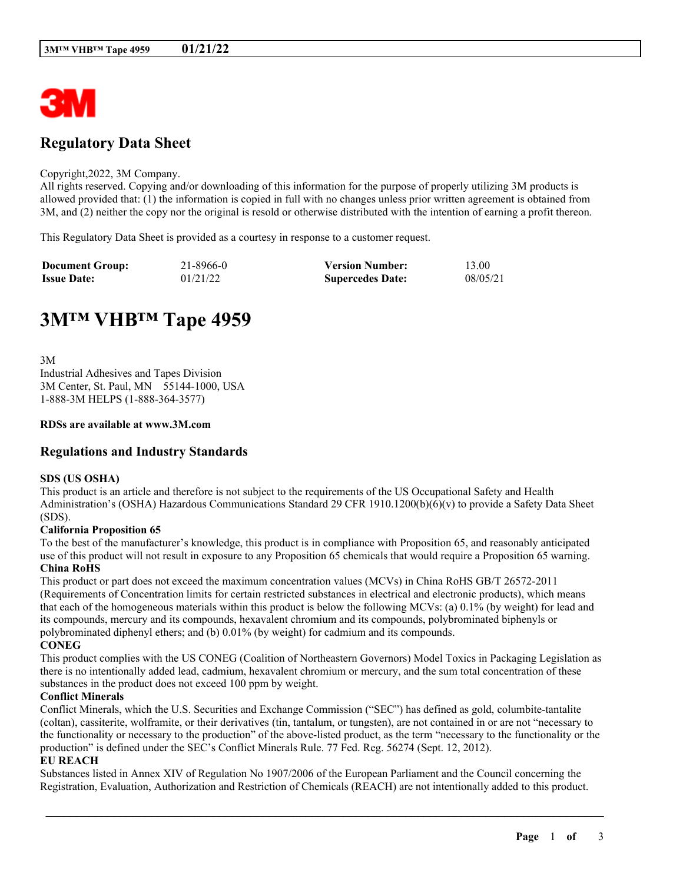## Regulatory Data Sheet

Copyright,2022, 3M Company.
All rights reserved. Copying and/or downloading of this information for the purpose of properly utilizing 3M products is allowed provided that: (1) the information is copied in full with no changes unless prior written agreement is obtained from 3M, and (2) neither the copy nor the original is resold or otherwise distributed with the intention of earning a profit thereon.

This Regulatory Data Sheet is provided as a courtesy in response to a customer request.

| **Document Group:** | 21-8966-0 | **Version Number:** | 13.00 |
|---|---|---|---|
| **Issue Date:** | 01/21/22 | **Supercedes Date:** | 08/05/21 |

# 3M™ VHB™ Tape 4959

3M
Industrial Adhesives and Tapes Division
3M Center, St. Paul, MN 55144-1000, USA
1-888-3M HELPS (1-888-364-3577)

**RDSs are available at www.3M.com**

## Regulations and Industry Standards

**SDS (US OSHA)**
This product is an article and therefore is not subject to the requirements of the US Occupational Safety and Health Administration's (OSHA) Hazardous Communications Standard 29 CFR 1910.1200(b)(6)(v) to provide a Safety Data Sheet (SDS).

**California Proposition 65**
To the best of the manufacturer's knowledge, this product is in compliance with Proposition 65, and reasonably anticipated use of this product will not result in exposure to any Proposition 65 chemicals that would require a Proposition 65 warning.

**China RoHS**
This product or part does not exceed the maximum concentration values (MCVs) in China RoHS GB/T 26572-2011 (Requirements of Concentration limits for certain restricted substances in electrical and electronic products), which means that each of the homogeneous materials within this product is below the following MCVs: (a) 0.1% (by weight) for lead and its compounds, mercury and its compounds, hexavalent chromium and its compounds, polybrominated biphenyls or polybrominated diphenyl ethers; and (b) 0.01% (by weight) for cadmium and its compounds.

**CONEG**
This product complies with the US CONEG (Coalition of Northeastern Governors) Model Toxics in Packaging Legislation as there is no intentionally added lead, cadmium, hexavalent chromium or mercury, and the sum total concentration of these substances in the product does not exceed 100 ppm by weight.

**Conflict Minerals**
Conflict Minerals, which the U.S. Securities and Exchange Commission ("SEC") has defined as gold, columbite-tantalite (coltan), cassiterite, wolframite, or their derivatives (tin, tantalum, or tungsten), are not contained in or are not "necessary to the functionality or necessary to the production" of the above-listed product, as the term "necessary to the functionality or the production" is defined under the SEC's Conflict Minerals Rule. 77 Fed. Reg. 56274 (Sept. 12, 2012).

**EU REACH**
Substances listed in Annex XIV of Regulation No 1907/2006 of the European Parliament and the Council concerning the Registration, Evaluation, Authorization and Restriction of Chemicals (REACH) are not intentionally added to this product.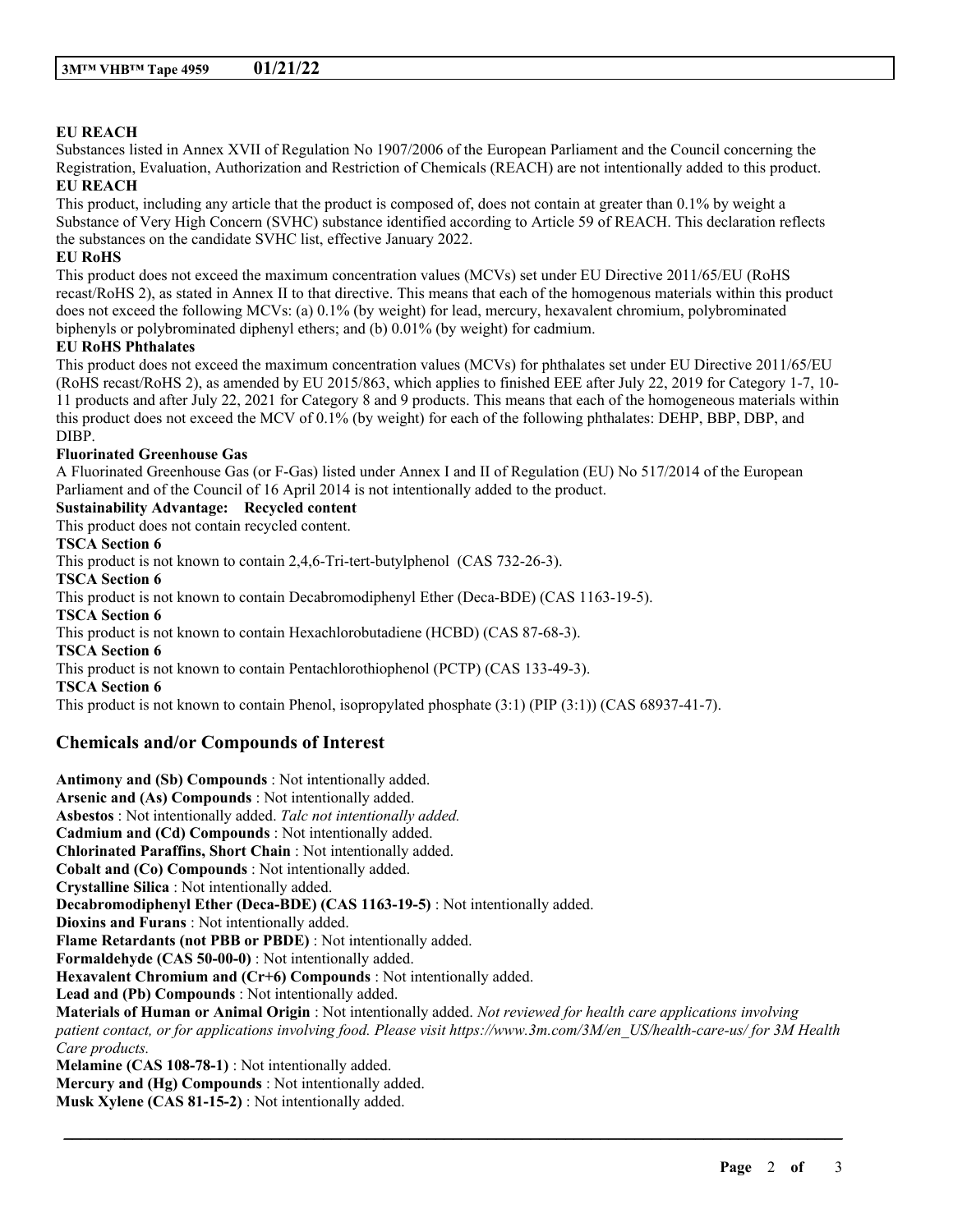**EU REACH**

Substances listed in Annex XVII of Regulation No 1907/2006 of the European Parliament and the Council concerning the Registration, Evaluation, Authorization and Restriction of Chemicals (REACH) are not intentionally added to this product.

**EU REACH**

This product, including any article that the product is composed of, does not contain at greater than 0.1% by weight a Substance of Very High Concern (SVHC) substance identified according to Article 59 of REACH. This declaration reflects the substances on the candidate SVHC list, effective January 2022.

**EU RoHS**

This product does not exceed the maximum concentration values (MCVs) set under EU Directive 2011/65/EU (RoHS recast/RoHS 2), as stated in Annex II to that directive. This means that each of the homogenous materials within this product does not exceed the following MCVs: (a) 0.1% (by weight) for lead, mercury, hexavalent chromium, polybrominated biphenyls or polybrominated diphenyl ethers; and (b) 0.01% (by weight) for cadmium.

**EU RoHS Phthalates**

This product does not exceed the maximum concentration values (MCVs) for phthalates set under EU Directive 2011/65/EU (RoHS recast/RoHS 2), as amended by EU 2015/863, which applies to finished EEE after July 22, 2019 for Category 1-7, 10-11 products and after July 22, 2021 for Category 8 and 9 products. This means that each of the homogeneous materials within this product does not exceed the MCV of 0.1% (by weight) for each of the following phthalates: DEHP, BBP, DBP, and DIBP.

**Fluorinated Greenhouse Gas**

A Fluorinated Greenhouse Gas (or F-Gas) listed under Annex I and II of Regulation (EU) No 517/2014 of the European Parliament and of the Council of 16 April 2014 is not intentionally added to the product.

**Sustainability Advantage: Recycled content**

This product does not contain recycled content.

**TSCA Section 6**

This product is not known to contain 2,4,6-Tri-tert-butylphenol (CAS 732-26-3).

**TSCA Section 6**

This product is not known to contain Decabromodiphenyl Ether (Deca-BDE) (CAS 1163-19-5).

**TSCA Section 6**

This product is not known to contain Hexachlorobutadiene (HCBD) (CAS 87-68-3).

**TSCA Section 6**

This product is not known to contain Pentachlorothiophenol (PCTP) (CAS 133-49-3).

**TSCA Section 6**

This product is not known to contain Phenol, isopropylated phosphate (3:1) (PIP (3:1)) (CAS 68937-41-7).

## Chemicals and/or Compounds of Interest

**Antimony and (Sb) Compounds** : Not intentionally added.
**Arsenic and (As) Compounds** : Not intentionally added.
**Asbestos** : Not intentionally added. *Talc not intentionally added.*
**Cadmium and (Cd) Compounds** : Not intentionally added.
**Chlorinated Paraffins, Short Chain** : Not intentionally added.
**Cobalt and (Co) Compounds** : Not intentionally added.
**Crystalline Silica** : Not intentionally added.
**Decabromodiphenyl Ether (Deca-BDE) (CAS 1163-19-5)** : Not intentionally added.
**Dioxins and Furans** : Not intentionally added.
**Flame Retardants (not PBB or PBDE)** : Not intentionally added.
**Formaldehyde (CAS 50-00-0)** : Not intentionally added.
**Hexavalent Chromium and (Cr+6) Compounds** : Not intentionally added.
**Lead and (Pb) Compounds** : Not intentionally added.
**Materials of Human or Animal Origin** : Not intentionally added. *Not reviewed for health care applications involving patient contact, or for applications involving food. Please visit https://www.3m.com/3M/en_US/health-care-us/ for 3M Health Care products.*
**Melamine (CAS 108-78-1)** : Not intentionally added.
**Mercury and (Hg) Compounds** : Not intentionally added.
**Musk Xylene (CAS 81-15-2)** : Not intentionally added.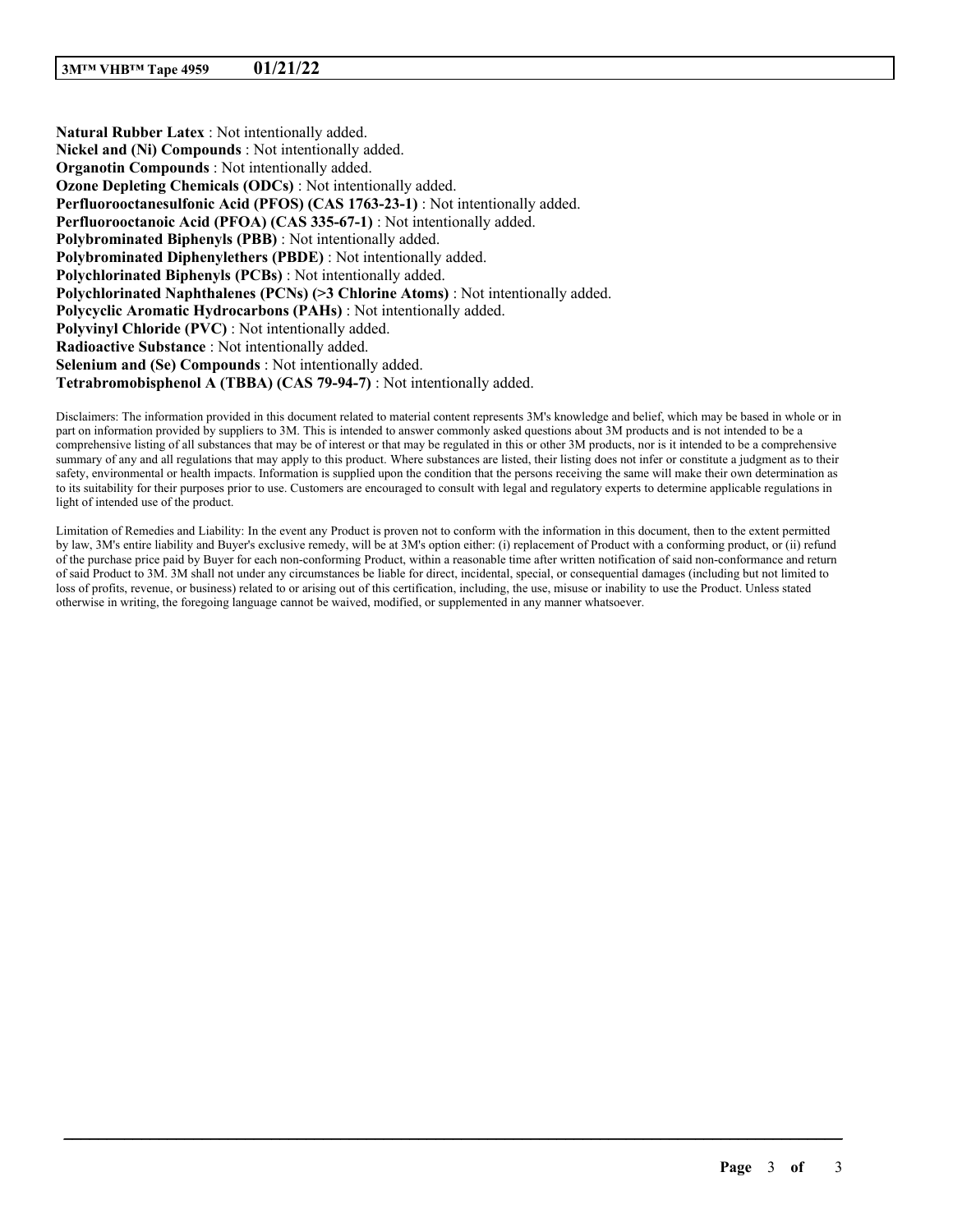**Natural Rubber Latex** : Not intentionally added.
**Nickel and (Ni) Compounds** : Not intentionally added.
**Organotin Compounds** : Not intentionally added.
**Ozone Depleting Chemicals (ODCs)** : Not intentionally added.
**Perfluorooctanesulfonic Acid (PFOS) (CAS 1763-23-1)** : Not intentionally added.
**Perfluorooctanoic Acid (PFOA) (CAS 335-67-1)** : Not intentionally added.
**Polybrominated Biphenyls (PBB)** : Not intentionally added.
**Polybrominated Diphenylethers (PBDE)** : Not intentionally added.
**Polychlorinated Biphenyls (PCBs)** : Not intentionally added.
**Polychlorinated Naphthalenes (PCNs) (>3 Chlorine Atoms)** : Not intentionally added.
**Polycyclic Aromatic Hydrocarbons (PAHs)** : Not intentionally added.
**Polyvinyl Chloride (PVC)** : Not intentionally added.
**Radioactive Substance** : Not intentionally added.
**Selenium and (Se) Compounds** : Not intentionally added.
**Tetrabromobisphenol A (TBBA) (CAS 79-94-7)** : Not intentionally added.

Disclaimers: The information provided in this document related to material content represents 3M's knowledge and belief, which may be based in whole or in part on information provided by suppliers to 3M. This is intended to answer commonly asked questions about 3M products and is not intended to be a comprehensive listing of all substances that may be of interest or that may be regulated in this or other 3M products, nor is it intended to be a comprehensive summary of any and all regulations that may apply to this product. Where substances are listed, their listing does not infer or constitute a judgment as to their safety, environmental or health impacts. Information is supplied upon the condition that the persons receiving the same will make their own determination as to its suitability for their purposes prior to use. Customers are encouraged to consult with legal and regulatory experts to determine applicable regulations in light of intended use of the product.

Limitation of Remedies and Liability: In the event any Product is proven not to conform with the information in this document, then to the extent permitted by law, 3M's entire liability and Buyer's exclusive remedy, will be at 3M's option either: (i) replacement of Product with a conforming product, or (ii) refund of the purchase price paid by Buyer for each non-conforming Product, within a reasonable time after written notification of said non-conformance and return of said Product to 3M. 3M shall not under any circumstances be liable for direct, incidental, special, or consequential damages (including but not limited to loss of profits, revenue, or business) related to or arising out of this certification, including, the use, misuse or inability to use the Product. Unless stated otherwise in writing, the foregoing language cannot be waived, modified, or supplemented in any manner whatsoever.